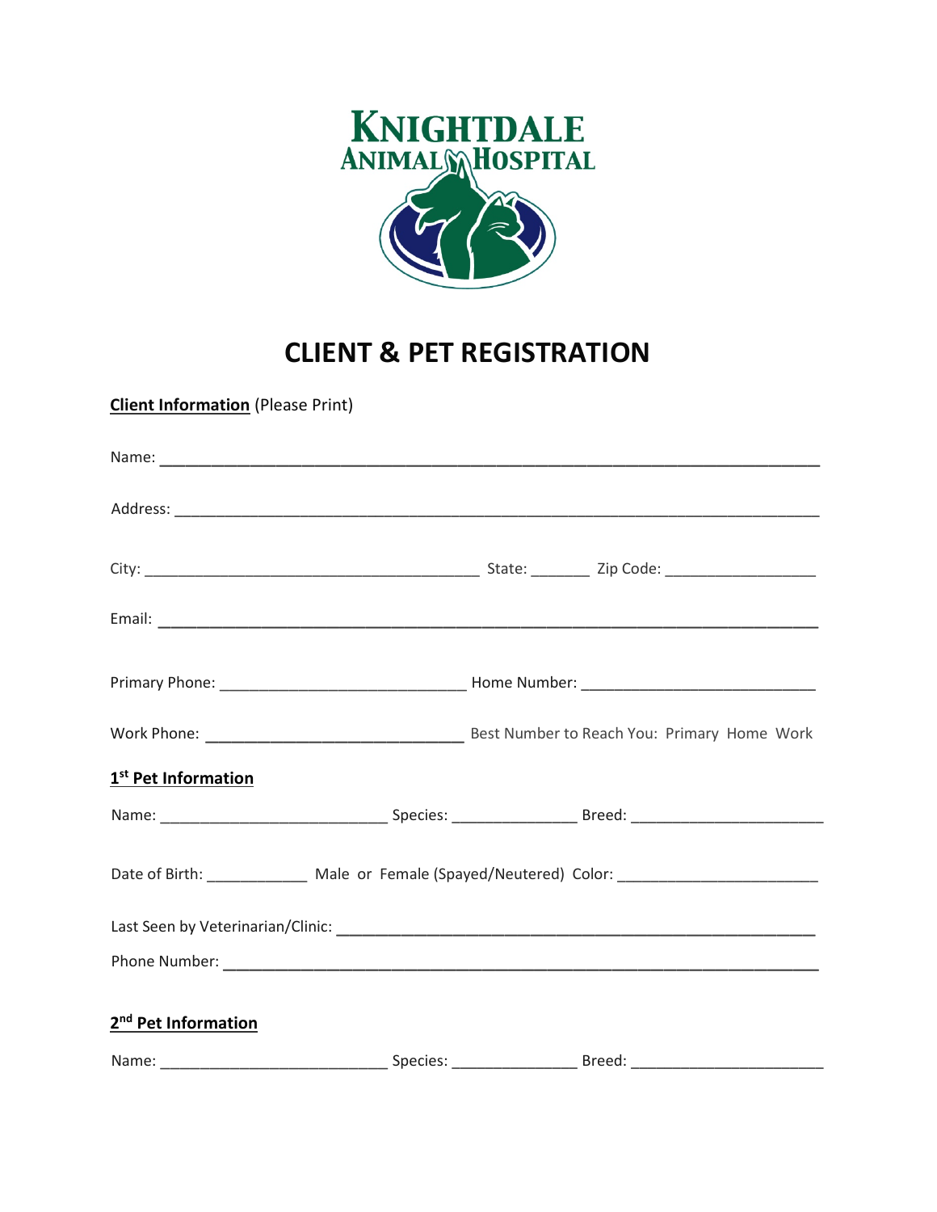KNIGHTDALE ANIMAL HOSPITAL

# CLIENT & PET REGISTRATION

**Client Information** (Please Print)

Name: ______________________________________________________________________

Address: ____________________________________________________________________

City: ___________________________________ State: _______ Zip Code: _________________

Email: ______________________________________________________________________

Primary Phone: ____________________________ Home Number: __________________________

Work Phone: _____________________________ Best Number to Reach You: Primary Home Work

**1st Pet Information**

Name: __________________________ Species: ______________ Breed: ______________________

Date of Birth: ___________ Male or Female (Spayed/Neutered) Color: ______________________

Last Seen by Veterinarian/Clinic: ______________________________________________________

Phone Number: ______________________________________________________________

**2nd Pet Information**

Name: __________________________ Species: ______________ Breed: ______________________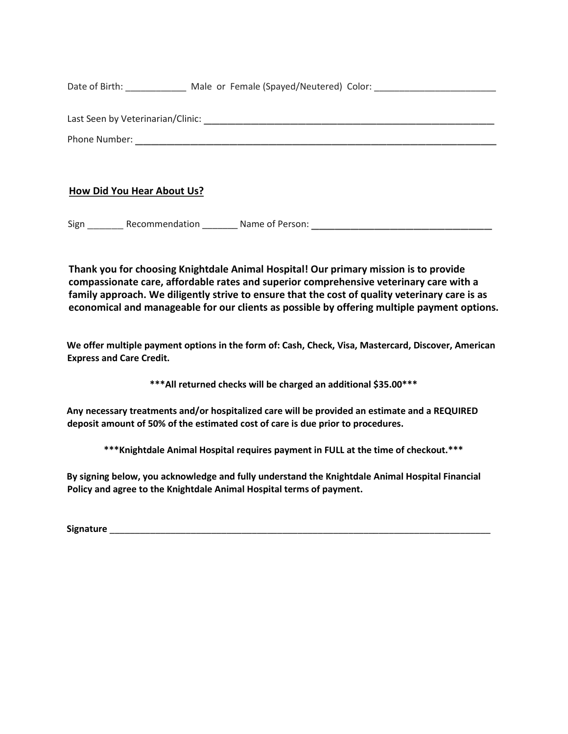Date of Birth: ____________ Male or Female (Spayed/Neutered) Color: ________________________

Last Seen by Veterinarian/Clinic: ____________________________________________________________

Phone Number: ________________________________________________________________________

**How Did You Hear About Us?**

Sign _______ Recommendation _______ Name of Person: ___________________________________

**Thank you for choosing Knightdale Animal Hospital! Our primary mission is to provide compassionate care, affordable rates and superior comprehensive veterinary care with a family approach. We diligently strive to ensure that the cost of quality veterinary care is as economical and manageable for our clients as possible by offering multiple payment options.**

**We offer multiple payment options in the form of: Cash, Check, Visa, Mastercard, Discover, American Express and Care Credit.**

**\*\*\*All returned checks will be charged an additional $35.00\*\*\***

**Any necessary treatments and/or hospitalized care will be provided an estimate and a REQUIRED deposit amount of 50% of the estimated cost of care is due prior to procedures.**

**\*\*\*Knightdale Animal Hospital requires payment in FULL at the time of checkout.\*\*\***

**By signing below, you acknowledge and fully understand the Knightdale Animal Hospital Financial Policy and agree to the Knightdale Animal Hospital terms of payment.**

**Signature** ______________________________________________________________________________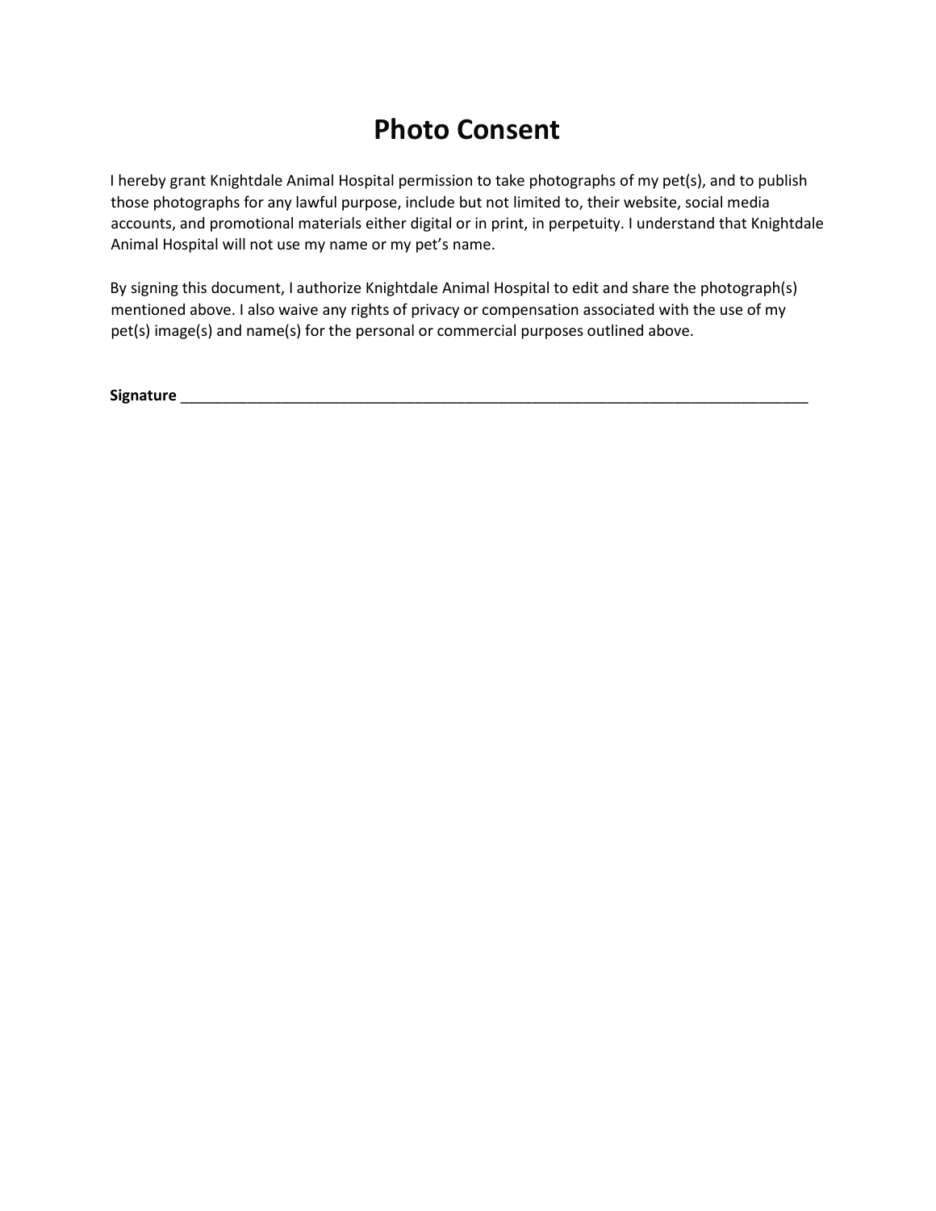# Photo Consent

I hereby grant Knightdale Animal Hospital permission to take photographs of my pet(s), and to publish those photographs for any lawful purpose, include but not limited to, their website, social media accounts, and promotional materials either digital or in print, in perpetuity. I understand that Knightdale Animal Hospital will not use my name or my pet's name.

By signing this document, I authorize Knightdale Animal Hospital to edit and share the photograph(s) mentioned above. I also waive any rights of privacy or compensation associated with the use of my pet(s) image(s) and name(s) for the personal or commercial purposes outlined above.

**Signature** ______________________________________________________________________________